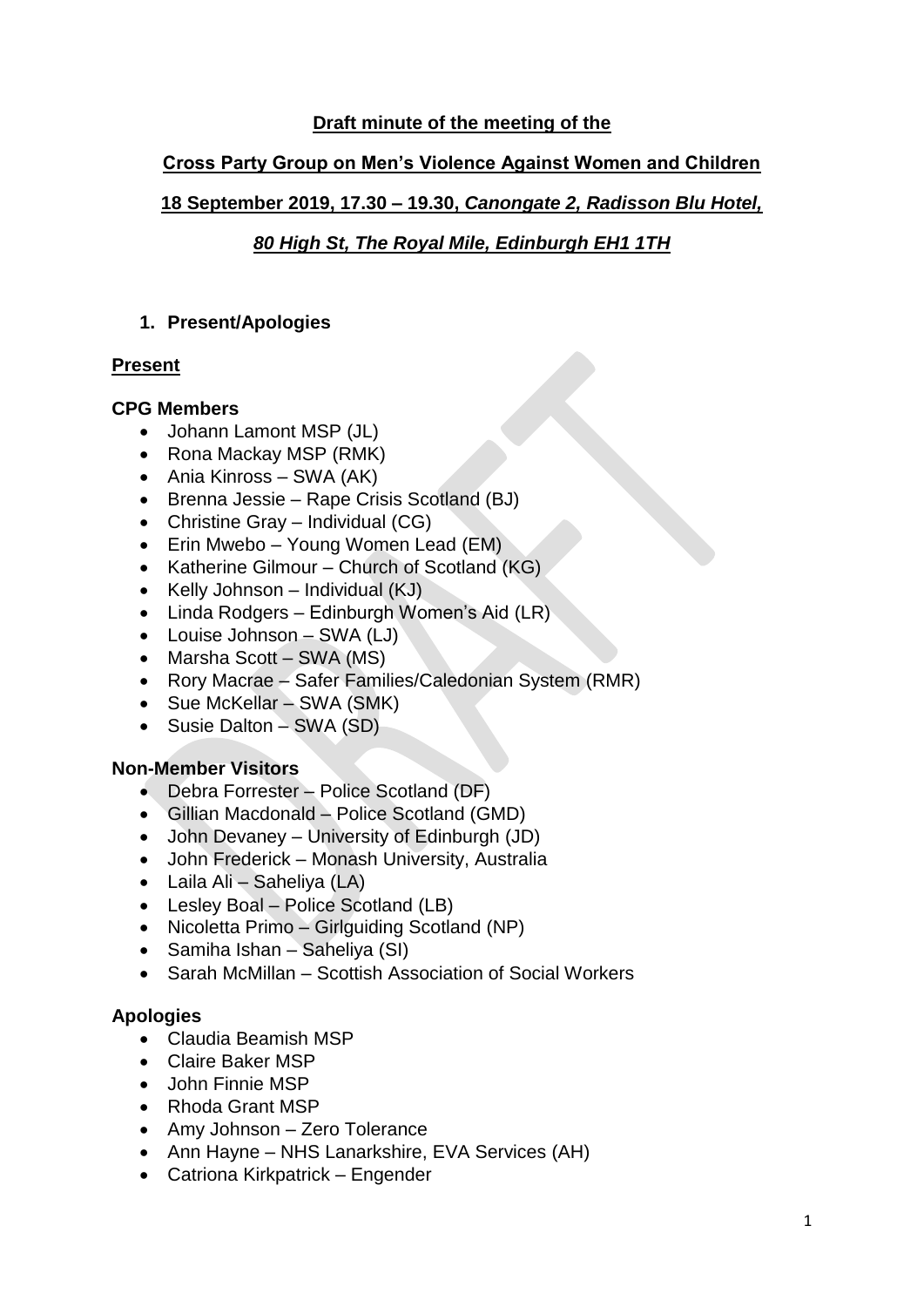**Draft minute of the meeting of the**

**Cross Party Group on Men's Violence Against Women and Children**

**18 September 2019, 17.30 – 19.30, *Canongate 2, Radisson Blu Hotel,***

***80 High St, The Royal Mile, Edinburgh EH1 1TH***

## 1. Present/Apologies

### Present

#### CPG Members

- Johann Lamont MSP (JL)
- Rona Mackay MSP (RMK)
- Ania Kinross – SWA (AK)
- Brenna Jessie – Rape Crisis Scotland (BJ)
- Christine Gray – Individual (CG)
- Erin Mwebo – Young Women Lead (EM)
- Katherine Gilmour – Church of Scotland (KG)
- Kelly Johnson – Individual (KJ)
- Linda Rodgers – Edinburgh Women's Aid (LR)
- Louise Johnson – SWA (LJ)
- Marsha Scott – SWA (MS)
- Rory Macrae – Safer Families/Caledonian System (RMR)
- Sue McKellar – SWA (SMK)
- Susie Dalton – SWA (SD)

#### Non-Member Visitors

- Debra Forrester – Police Scotland (DF)
- Gillian Macdonald – Police Scotland (GMD)
- John Devaney – University of Edinburgh (JD)
- John Frederick – Monash University, Australia
- Laila Ali – Saheliya (LA)
- Lesley Boal – Police Scotland (LB)
- Nicoletta Primo – Girlguiding Scotland (NP)
- Samiha Ishan – Saheliya (SI)
- Sarah McMillan – Scottish Association of Social Workers

#### Apologies

- Claudia Beamish MSP
- Claire Baker MSP
- John Finnie MSP
- Rhoda Grant MSP
- Amy Johnson – Zero Tolerance
- Ann Hayne – NHS Lanarkshire, EVA Services (AH)
- Catriona Kirkpatrick – Engender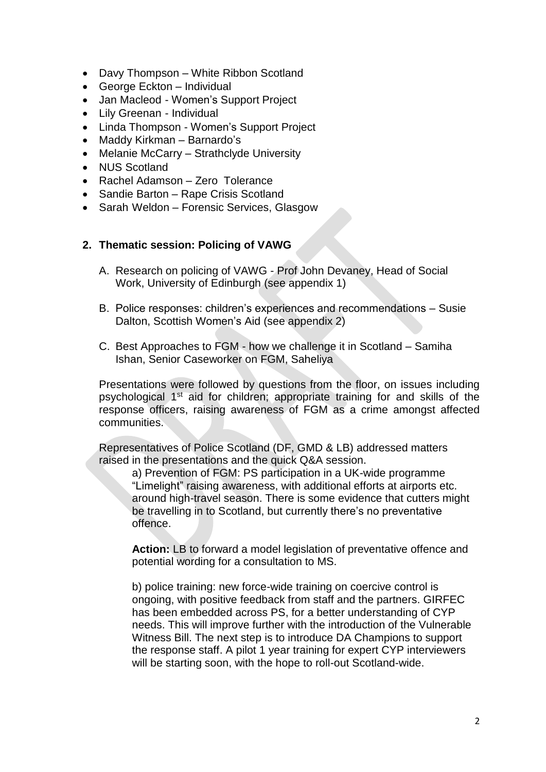- Davy Thompson – White Ribbon Scotland
- George Eckton – Individual
- Jan Macleod - Women's Support Project
- Lily Greenan - Individual
- Linda Thompson - Women's Support Project
- Maddy Kirkman – Barnardo's
- Melanie McCarry – Strathclyde University
- NUS Scotland
- Rachel Adamson – Zero Tolerance
- Sandie Barton – Rape Crisis Scotland
- Sarah Weldon – Forensic Services, Glasgow

## 2. Thematic session: Policing of VAWG

A. Research on policing of VAWG - Prof John Devaney, Head of Social Work, University of Edinburgh (see appendix 1)

B. Police responses: children's experiences and recommendations – Susie Dalton, Scottish Women's Aid (see appendix 2)

C. Best Approaches to FGM - how we challenge it in Scotland – Samiha Ishan, Senior Caseworker on FGM, Saheliya

Presentations were followed by questions from the floor, on issues including psychological 1st aid for children; appropriate training for and skills of the response officers, raising awareness of FGM as a crime amongst affected communities.

Representatives of Police Scotland (DF, GMD & LB) addressed matters raised in the presentations and the quick Q&A session.

a) Prevention of FGM: PS participation in a UK-wide programme "Limelight" raising awareness, with additional efforts at airports etc. around high-travel season. There is some evidence that cutters might be travelling in to Scotland, but currently there's no preventative offence.

**Action:** LB to forward a model legislation of preventative offence and potential wording for a consultation to MS.

b) police training: new force-wide training on coercive control is ongoing, with positive feedback from staff and the partners. GIRFEC has been embedded across PS, for a better understanding of CYP needs. This will improve further with the introduction of the Vulnerable Witness Bill. The next step is to introduce DA Champions to support the response staff. A pilot 1 year training for expert CYP interviewers will be starting soon, with the hope to roll-out Scotland-wide.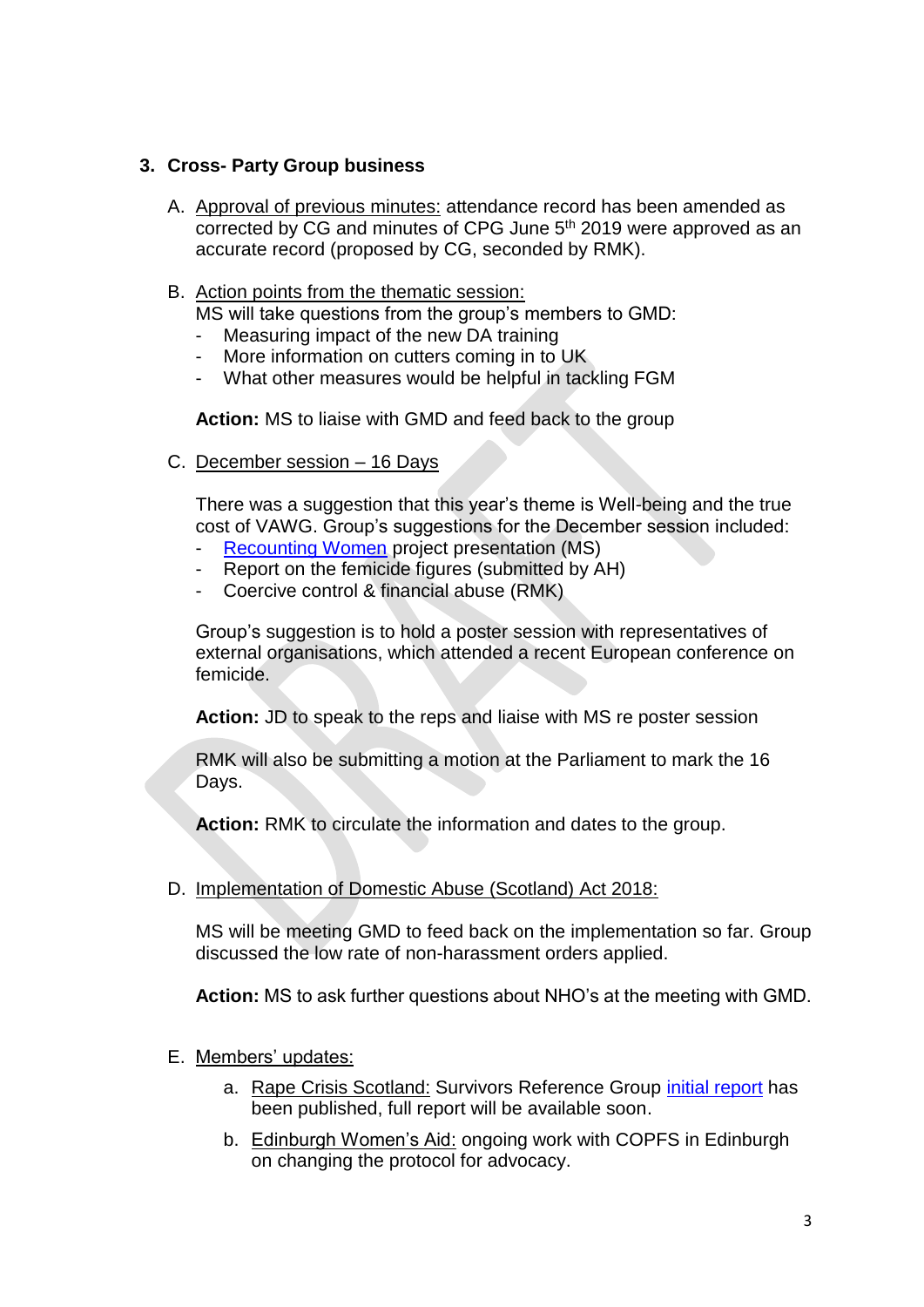## 3. Cross- Party Group business

A. Approval of previous minutes: attendance record has been amended as corrected by CG and minutes of CPG June 5th 2019 were approved as an accurate record (proposed by CG, seconded by RMK).

B. Action points from the thematic session:

MS will take questions from the group's members to GMD:

- Measuring impact of the new DA training
- More information on cutters coming in to UK
- What other measures would be helpful in tackling FGM

**Action:** MS to liaise with GMD and feed back to the group

C. December session – 16 Days

There was a suggestion that this year's theme is Well-being and the true cost of VAWG. Group's suggestions for the December session included:

- Recounting Women project presentation (MS)
- Report on the femicide figures (submitted by AH)
- Coercive control & financial abuse (RMK)

Group's suggestion is to hold a poster session with representatives of external organisations, which attended a recent European conference on femicide.

**Action:** JD to speak to the reps and liaise with MS re poster session

RMK will also be submitting a motion at the Parliament to mark the 16 Days.

**Action:** RMK to circulate the information and dates to the group.

D. Implementation of Domestic Abuse (Scotland) Act 2018:

MS will be meeting GMD to feed back on the implementation so far. Group discussed the low rate of non-harassment orders applied.

**Action:** MS to ask further questions about NHO's at the meeting with GMD.

E. Members' updates:

a. Rape Crisis Scotland: Survivors Reference Group initial report has been published, full report will be available soon.

b. Edinburgh Women's Aid: ongoing work with COPFS in Edinburgh on changing the protocol for advocacy.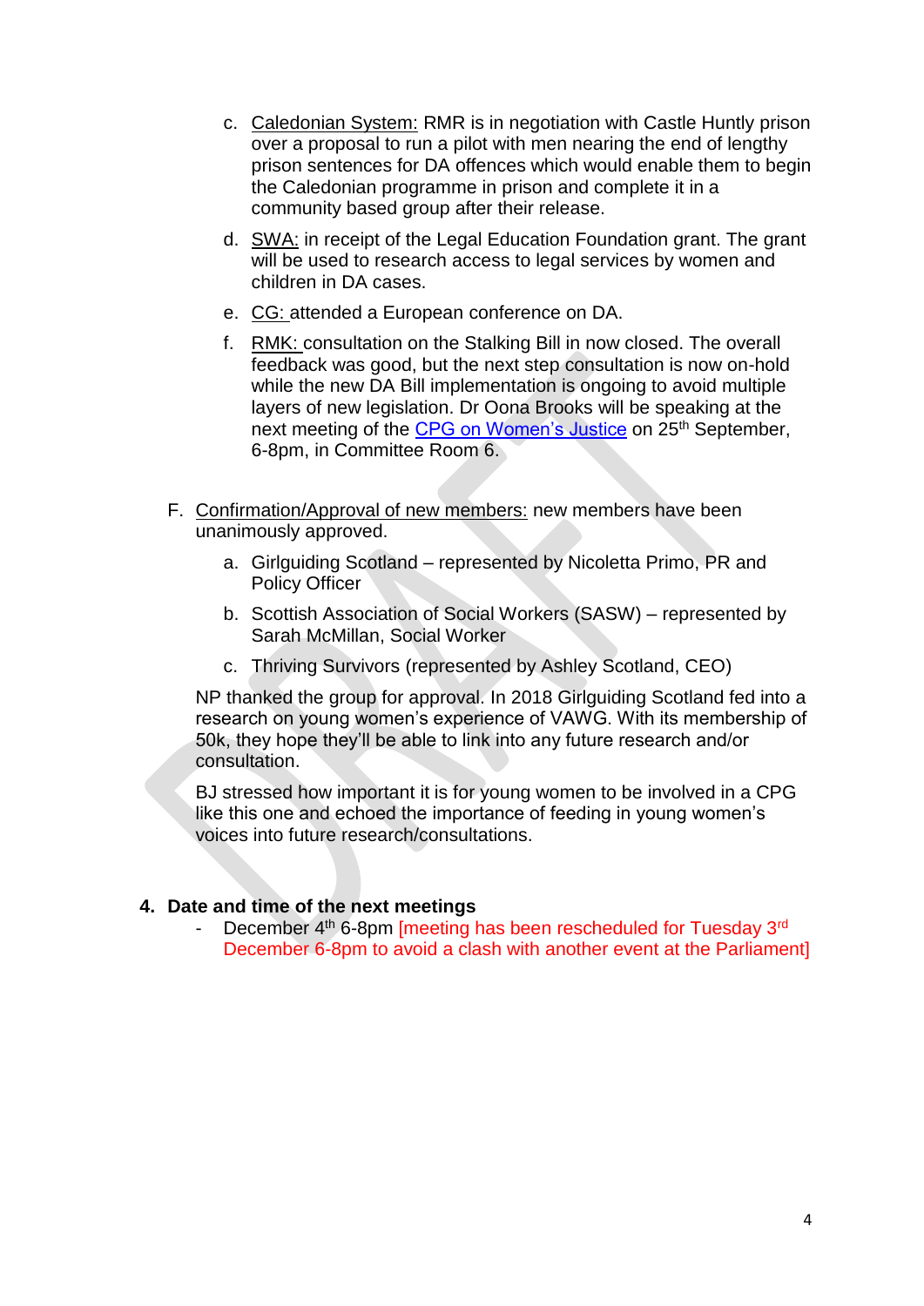c. Caledonian System: RMR is in negotiation with Castle Huntly prison over a proposal to run a pilot with men nearing the end of lengthy prison sentences for DA offences which would enable them to begin the Caledonian programme in prison and complete it in a community based group after their release.

d. SWA: in receipt of the Legal Education Foundation grant. The grant will be used to research access to legal services by women and children in DA cases.

e. CG: attended a European conference on DA.

f. RMK: consultation on the Stalking Bill in now closed. The overall feedback was good, but the next step consultation is now on-hold while the new DA Bill implementation is ongoing to avoid multiple layers of new legislation. Dr Oona Brooks will be speaking at the next meeting of the [CPG on Women's Justice] on 25th September, 6-8pm, in Committee Room 6.

F. Confirmation/Approval of new members: new members have been unanimously approved.

a. Girlguiding Scotland – represented by Nicoletta Primo, PR and Policy Officer

b. Scottish Association of Social Workers (SASW) – represented by Sarah McMillan, Social Worker

c. Thriving Survivors (represented by Ashley Scotland, CEO)

NP thanked the group for approval. In 2018 Girlguiding Scotland fed into a research on young women's experience of VAWG. With its membership of 50k, they hope they'll be able to link into any future research and/or consultation.

BJ stressed how important it is for young women to be involved in a CPG like this one and echoed the importance of feeding in young women's voices into future research/consultations.

**4. Date and time of the next meetings**

- December 4th 6-8pm [meeting has been rescheduled for Tuesday 3rd December 6-8pm to avoid a clash with another event at the Parliament]